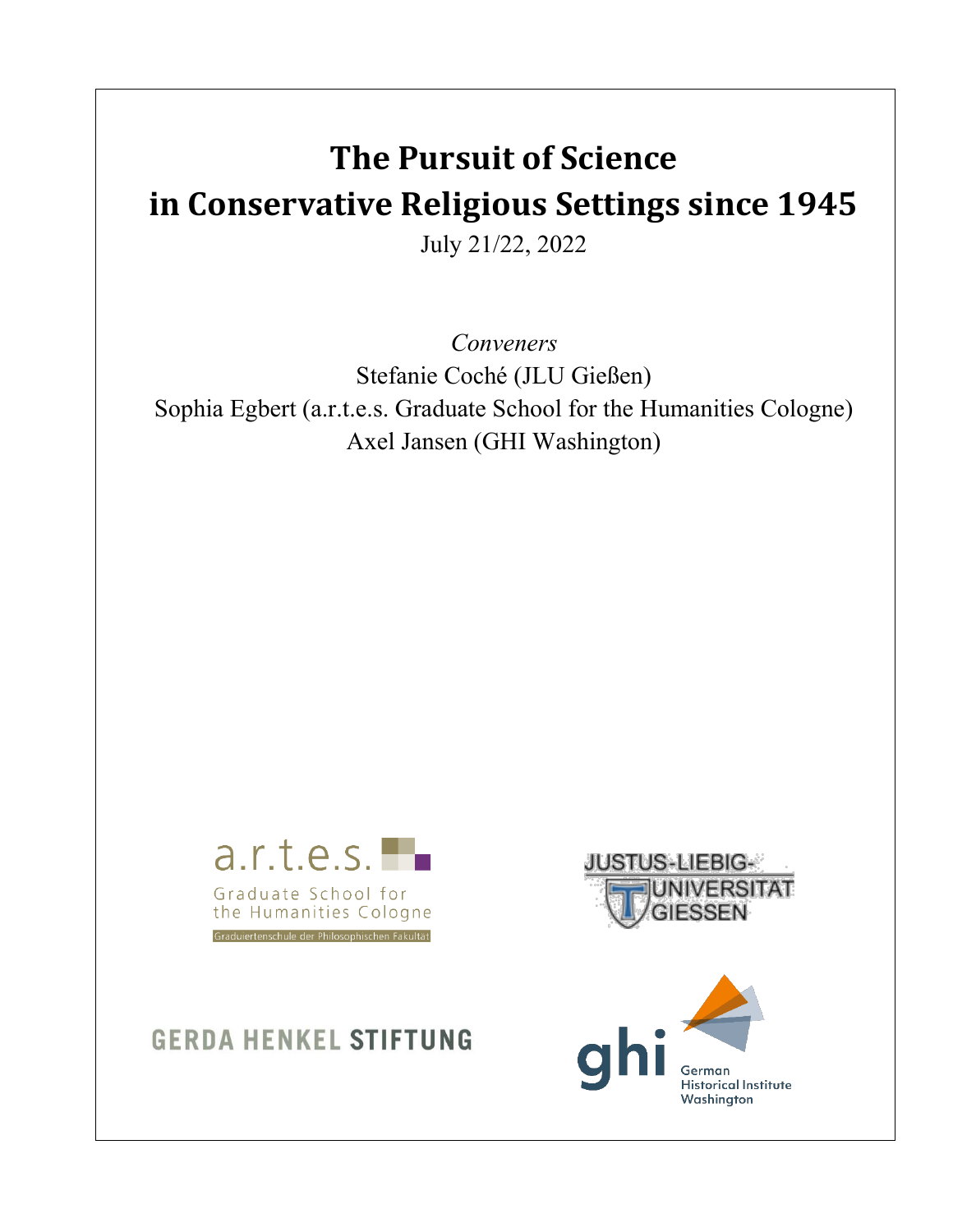# The Pursuit of Science in Conservative Religious Settings since 1945

July 21/22, 2022

*Conveners*

Stefanie Coché (JLU Gießen)

Sophia Egbert (a.r.t.e.s. Graduate School for the Humanities Cologne)

Axel Jansen (GHI Washington)

a.r.t.e.s. Graduate School for the Humanities Cologne

Graduiertenschule der Philosophischen Fakultät

JUSTUS-LIEBIG-UNIVERSITÄT GIESSEN

GERDA HENKEL STIFTUNG

ghi German Historical Institute Washington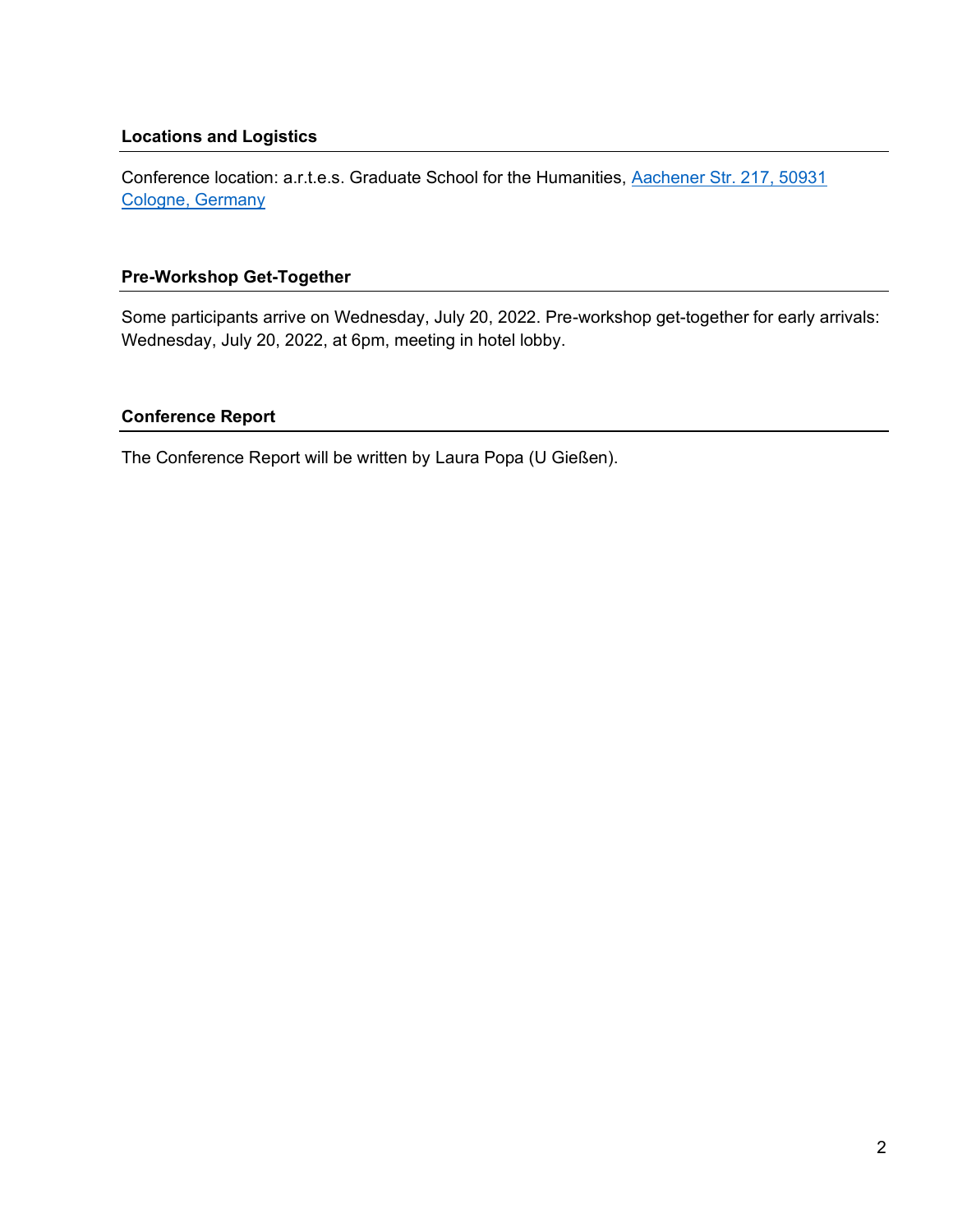### Locations and Logistics

Conference location: a.r.t.e.s. Graduate School for the Humanities, Aachener Str. 217, 50931 Cologne, Germany

### Pre-Workshop Get-Together

Some participants arrive on Wednesday, July 20, 2022. Pre-workshop get-together for early arrivals: Wednesday, July 20, 2022, at 6pm, meeting in hotel lobby.

### Conference Report

The Conference Report will be written by Laura Popa (U Gießen).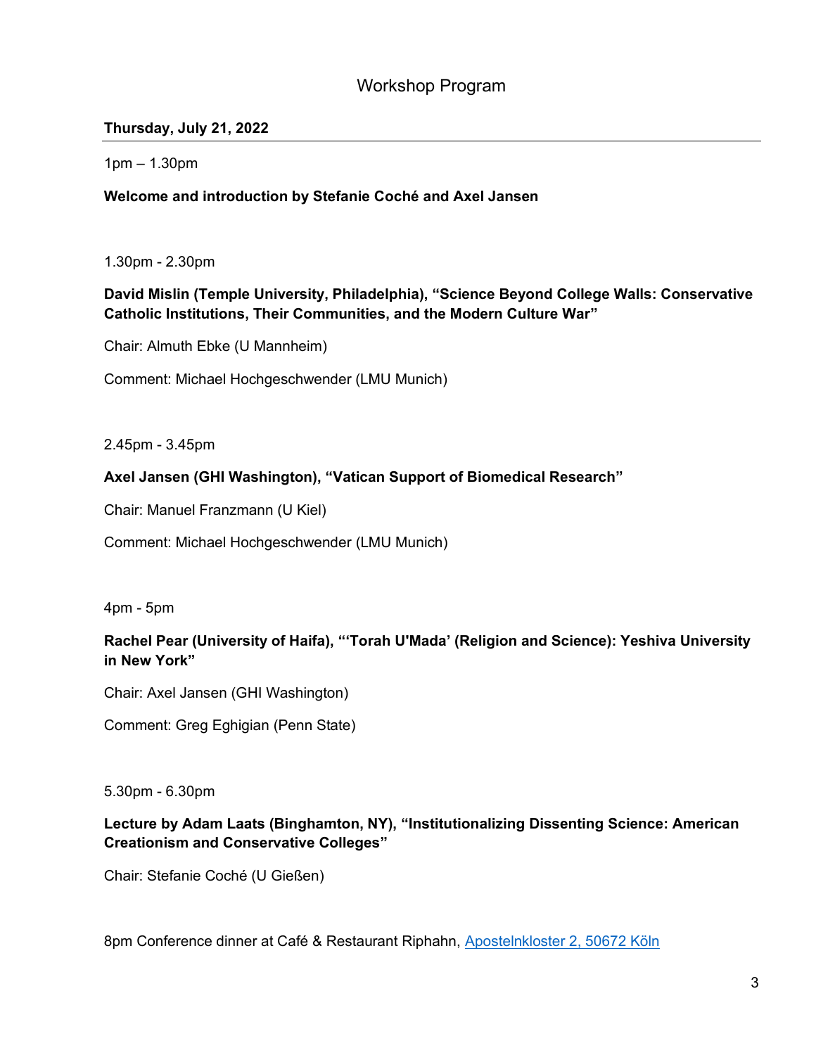# Workshop Program

## Thursday, July 21, 2022

1pm – 1.30pm

**Welcome and introduction by Stefanie Coché and Axel Jansen**

1.30pm - 2.30pm

**David Mislin (Temple University, Philadelphia), "Science Beyond College Walls: Conservative Catholic Institutions, Their Communities, and the Modern Culture War"**

Chair: Almuth Ebke (U Mannheim)

Comment: Michael Hochgeschwender (LMU Munich)

2.45pm - 3.45pm

**Axel Jansen (GHI Washington), "Vatican Support of Biomedical Research"**

Chair: Manuel Franzmann (U Kiel)

Comment: Michael Hochgeschwender (LMU Munich)

4pm - 5pm

**Rachel Pear (University of Haifa), "'Torah U'Mada' (Religion and Science): Yeshiva University in New York"**

Chair: Axel Jansen (GHI Washington)

Comment: Greg Eghigian (Penn State)

5.30pm - 6.30pm

**Lecture by Adam Laats (Binghamton, NY), "Institutionalizing Dissenting Science: American Creationism and Conservative Colleges"**

Chair: Stefanie Coché (U Gießen)

8pm Conference dinner at Café & Restaurant Riphahn, Apostelnkloster 2, 50672 Köln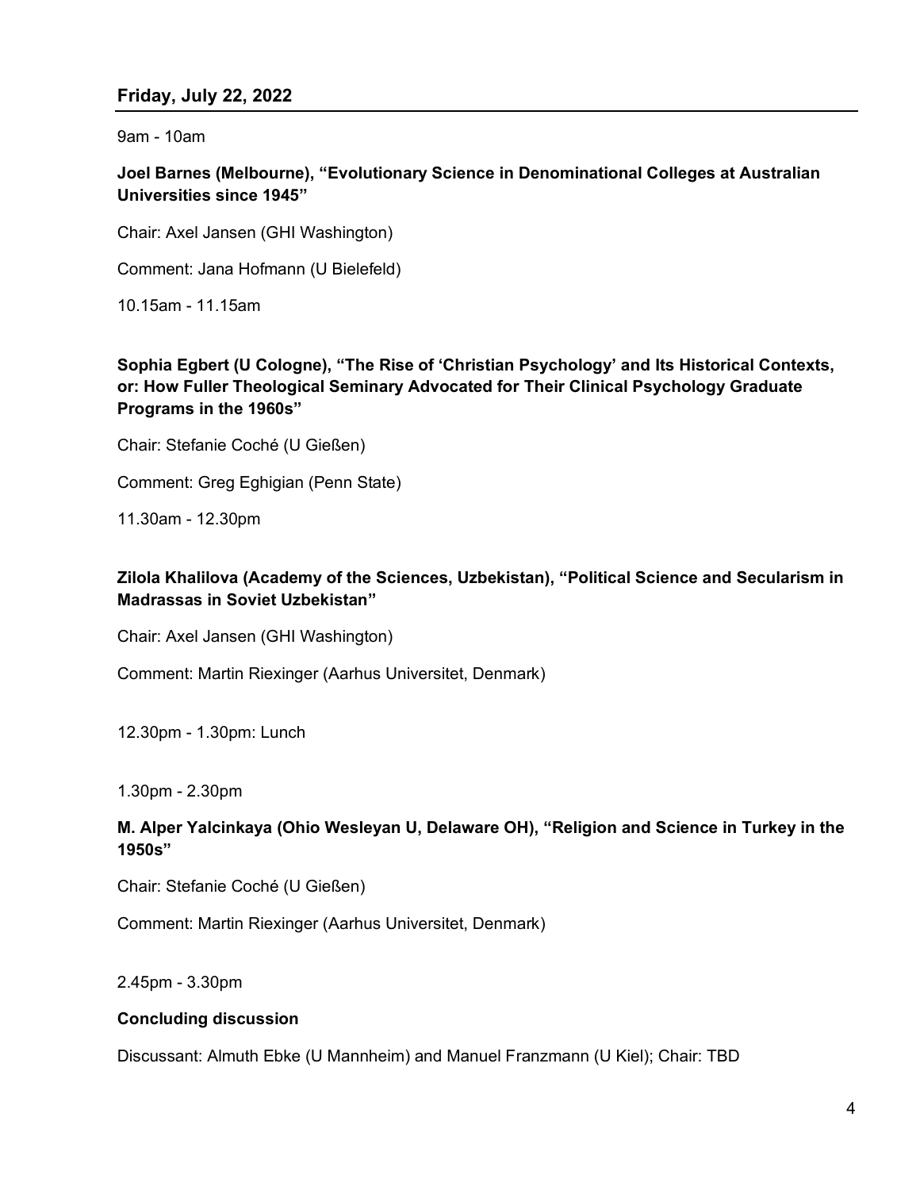## Friday, July 22, 2022

9am - 10am

**Joel Barnes (Melbourne), "Evolutionary Science in Denominational Colleges at Australian Universities since 1945"**

Chair: Axel Jansen (GHI Washington)

Comment: Jana Hofmann (U Bielefeld)

10.15am - 11.15am

**Sophia Egbert (U Cologne), "The Rise of 'Christian Psychology' and Its Historical Contexts, or: How Fuller Theological Seminary Advocated for Their Clinical Psychology Graduate Programs in the 1960s"**

Chair: Stefanie Coché (U Gießen)

Comment: Greg Eghigian (Penn State)

11.30am - 12.30pm

**Zilola Khalilova (Academy of the Sciences, Uzbekistan), "Political Science and Secularism in Madrassas in Soviet Uzbekistan"**

Chair: Axel Jansen (GHI Washington)

Comment: Martin Riexinger (Aarhus Universitet, Denmark)

12.30pm - 1.30pm: Lunch

1.30pm - 2.30pm

**M. Alper Yalcinkaya (Ohio Wesleyan U, Delaware OH), "Religion and Science in Turkey in the 1950s"**

Chair: Stefanie Coché (U Gießen)

Comment: Martin Riexinger (Aarhus Universitet, Denmark)

2.45pm - 3.30pm

**Concluding discussion**

Discussant: Almuth Ebke (U Mannheim) and Manuel Franzmann (U Kiel); Chair: TBD